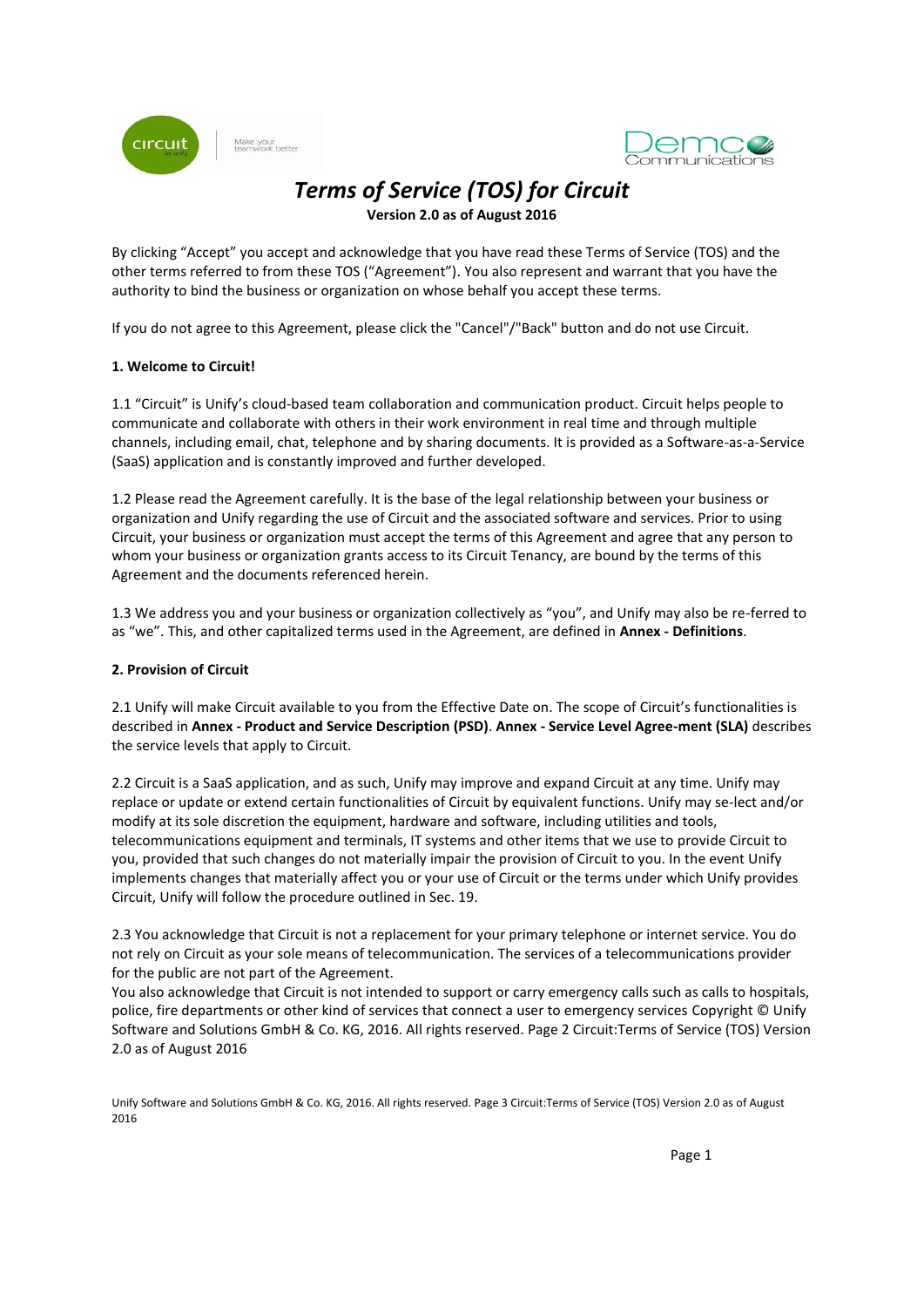# *Terms of Service (TOS) for Circuit*

**Version 2.0 as of August 2016**

By clicking “Accept” you accept and acknowledge that you have read these Terms of Service (TOS) and the other terms referred to from these TOS (“Agreement”). You also represent and warrant that you have the authority to bind the business or organization on whose behalf you accept these terms.

If you do not agree to this Agreement, please click the "Cancel"/"Back" button and do not use Circuit.

**1. Welcome to Circuit!**

1.1 “Circuit” is Unify’s cloud-based team collaboration and communication product. Circuit helps people to communicate and collaborate with others in their work environment in real time and through multiple channels, including email, chat, telephone and by sharing documents. It is provided as a Software-as-a-Service (SaaS) application and is constantly improved and further developed.

1.2 Please read the Agreement carefully. It is the base of the legal relationship between your business or organization and Unify regarding the use of Circuit and the associated software and services. Prior to using Circuit, your business or organization must accept the terms of this Agreement and agree that any person to whom your business or organization grants access to its Circuit Tenancy, are bound by the terms of this Agreement and the documents referenced herein.

1.3 We address you and your business or organization collectively as “you”, and Unify may also be re-ferred to as “we”. This, and other capitalized terms used in the Agreement, are defined in **Annex - Definitions**.

**2. Provision of Circuit**

2.1 Unify will make Circuit available to you from the Effective Date on. The scope of Circuit’s functionalities is described in **Annex - Product and Service Description (PSD)**. **Annex - Service Level Agree-ment (SLA)** describes the service levels that apply to Circuit.

2.2 Circuit is a SaaS application, and as such, Unify may improve and expand Circuit at any time. Unify may replace or update or extend certain functionalities of Circuit by equivalent functions. Unify may se-lect and/or modify at its sole discretion the equipment, hardware and software, including utilities and tools, telecommunications equipment and terminals, IT systems and other items that we use to provide Circuit to you, provided that such changes do not materially impair the provision of Circuit to you. In the event Unify implements changes that materially affect you or your use of Circuit or the terms under which Unify provides Circuit, Unify will follow the procedure outlined in Sec. 19.

2.3 You acknowledge that Circuit is not a replacement for your primary telephone or internet service. You do not rely on Circuit as your sole means of telecommunication. The services of a telecommunications provider for the public are not part of the Agreement.
You also acknowledge that Circuit is not intended to support or carry emergency calls such as calls to hospitals, police, fire departments or other kind of services that connect a user to emergency services Copyright © Unify Software and Solutions GmbH & Co. KG, 2016. All rights reserved. Page 2 Circuit:Terms of Service (TOS) Version 2.0 as of August 2016

Unify Software and Solutions GmbH & Co. KG, 2016. All rights reserved. Page 3 Circuit:Terms of Service (TOS) Version 2.0 as of August 2016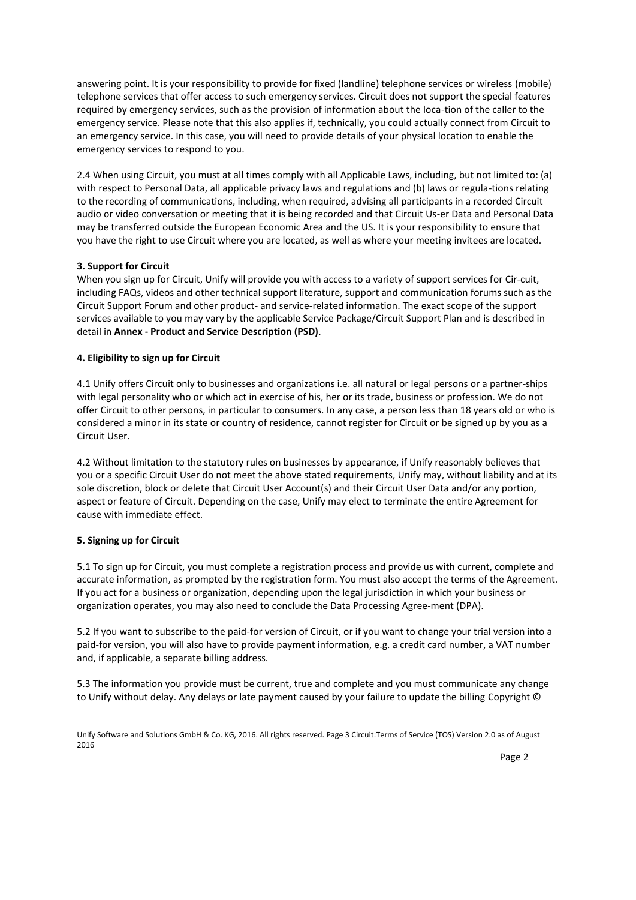answering point. It is your responsibility to provide for fixed (landline) telephone services or wireless (mobile) telephone services that offer access to such emergency services. Circuit does not support the special features required by emergency services, such as the provision of information about the loca-tion of the caller to the emergency service. Please note that this also applies if, technically, you could actually connect from Circuit to an emergency service. In this case, you will need to provide details of your physical location to enable the emergency services to respond to you.

2.4 When using Circuit, you must at all times comply with all Applicable Laws, including, but not limited to: (a) with respect to Personal Data, all applicable privacy laws and regulations and (b) laws or regula-tions relating to the recording of communications, including, when required, advising all participants in a recorded Circuit audio or video conversation or meeting that it is being recorded and that Circuit Us-er Data and Personal Data may be transferred outside the European Economic Area and the US. It is your responsibility to ensure that you have the right to use Circuit where you are located, as well as where your meeting invitees are located.

**3. Support for Circuit**

When you sign up for Circuit, Unify will provide you with access to a variety of support services for Cir-cuit, including FAQs, videos and other technical support literature, support and communication forums such as the Circuit Support Forum and other product- and service-related information. The exact scope of the support services available to you may vary by the applicable Service Package/Circuit Support Plan and is described in detail in **Annex - Product and Service Description (PSD)**.

**4. Eligibility to sign up for Circuit**

4.1 Unify offers Circuit only to businesses and organizations i.e. all natural or legal persons or a partner-ships with legal personality who or which act in exercise of his, her or its trade, business or profession. We do not offer Circuit to other persons, in particular to consumers. In any case, a person less than 18 years old or who is considered a minor in its state or country of residence, cannot register for Circuit or be signed up by you as a Circuit User.

4.2 Without limitation to the statutory rules on businesses by appearance, if Unify reasonably believes that you or a specific Circuit User do not meet the above stated requirements, Unify may, without liability and at its sole discretion, block or delete that Circuit User Account(s) and their Circuit User Data and/or any portion, aspect or feature of Circuit. Depending on the case, Unify may elect to terminate the entire Agreement for cause with immediate effect.

**5. Signing up for Circuit**

5.1 To sign up for Circuit, you must complete a registration process and provide us with current, complete and accurate information, as prompted by the registration form. You must also accept the terms of the Agreement. If you act for a business or organization, depending upon the legal jurisdiction in which your business or organization operates, you may also need to conclude the Data Processing Agree-ment (DPA).

5.2 If you want to subscribe to the paid-for version of Circuit, or if you want to change your trial version into a paid-for version, you will also have to provide payment information, e.g. a credit card number, a VAT number and, if applicable, a separate billing address.

5.3 The information you provide must be current, true and complete and you must communicate any change to Unify without delay. Any delays or late payment caused by your failure to update the billing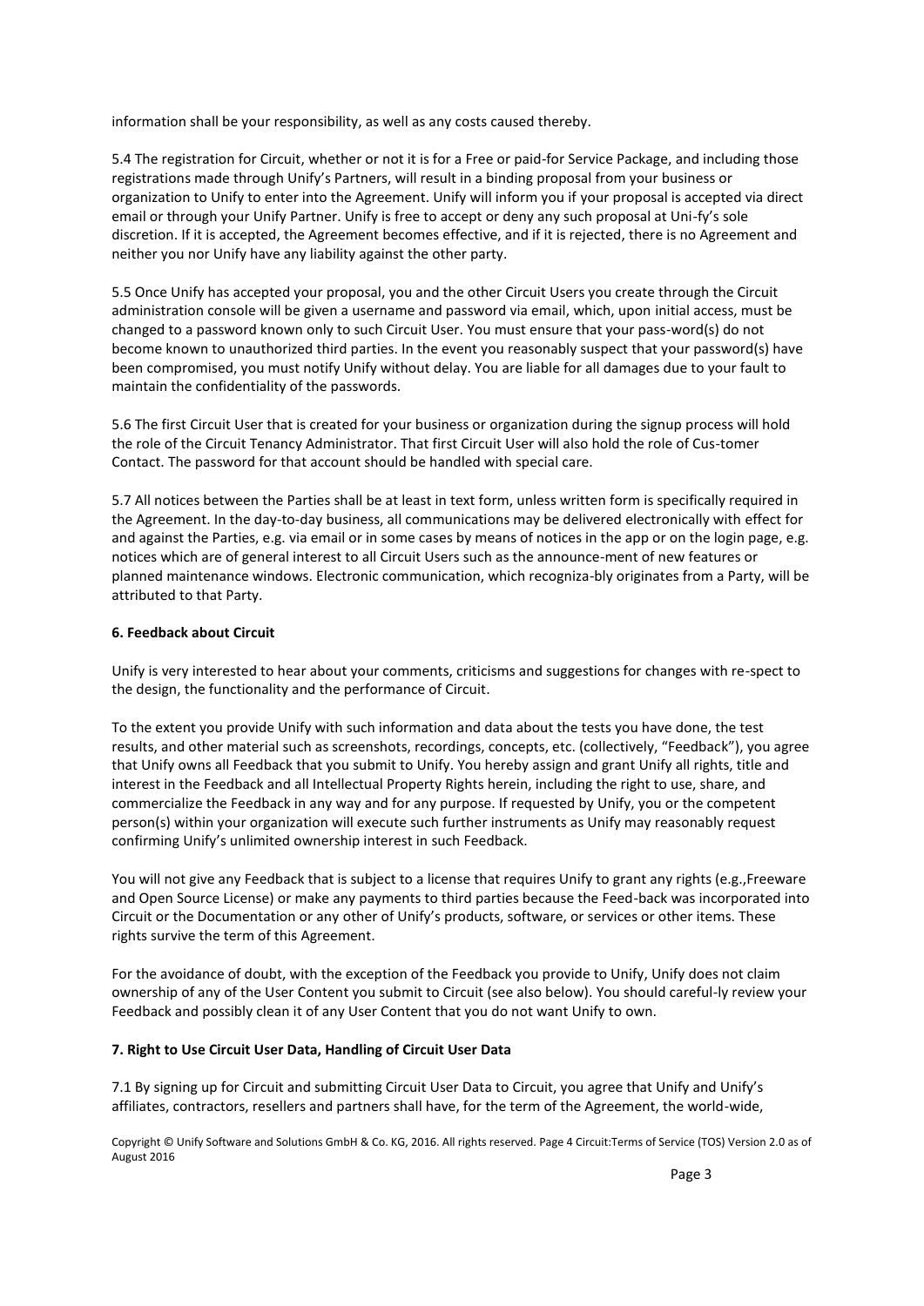information shall be your responsibility, as well as any costs caused thereby.

5.4 The registration for Circuit, whether or not it is for a Free or paid-for Service Package, and including those registrations made through Unify's Partners, will result in a binding proposal from your business or organization to Unify to enter into the Agreement. Unify will inform you if your proposal is accepted via direct email or through your Unify Partner. Unify is free to accept or deny any such proposal at Uni-fy's sole discretion. If it is accepted, the Agreement becomes effective, and if it is rejected, there is no Agreement and neither you nor Unify have any liability against the other party.

5.5 Once Unify has accepted your proposal, you and the other Circuit Users you create through the Circuit administration console will be given a username and password via email, which, upon initial access, must be changed to a password known only to such Circuit User. You must ensure that your pass-word(s) do not become known to unauthorized third parties. In the event you reasonably suspect that your password(s) have been compromised, you must notify Unify without delay. You are liable for all damages due to your fault to maintain the confidentiality of the passwords.

5.6 The first Circuit User that is created for your business or organization during the signup process will hold the role of the Circuit Tenancy Administrator. That first Circuit User will also hold the role of Cus-tomer Contact. The password for that account should be handled with special care.

5.7 All notices between the Parties shall be at least in text form, unless written form is specifically required in the Agreement. In the day-to-day business, all communications may be delivered electronically with effect for and against the Parties, e.g. via email or in some cases by means of notices in the app or on the login page, e.g. notices which are of general interest to all Circuit Users such as the announce-ment of new features or planned maintenance windows. Electronic communication, which recogniza-bly originates from a Party, will be attributed to that Party.

**6. Feedback about Circuit**

Unify is very interested to hear about your comments, criticisms and suggestions for changes with re-spect to the design, the functionality and the performance of Circuit.

To the extent you provide Unify with such information and data about the tests you have done, the test results, and other material such as screenshots, recordings, concepts, etc. (collectively, "Feedback"), you agree that Unify owns all Feedback that you submit to Unify. You hereby assign and grant Unify all rights, title and interest in the Feedback and all Intellectual Property Rights herein, including the right to use, share, and commercialize the Feedback in any way and for any purpose. If requested by Unify, you or the competent person(s) within your organization will execute such further instruments as Unify may reasonably request confirming Unify's unlimited ownership interest in such Feedback.

You will not give any Feedback that is subject to a license that requires Unify to grant any rights (e.g.,Freeware and Open Source License) or make any payments to third parties because the Feed-back was incorporated into Circuit or the Documentation or any other of Unify's products, software, or services or other items. These rights survive the term of this Agreement.

For the avoidance of doubt, with the exception of the Feedback you provide to Unify, Unify does not claim ownership of any of the User Content you submit to Circuit (see also below). You should careful-ly review your Feedback and possibly clean it of any User Content that you do not want Unify to own.

**7. Right to Use Circuit User Data, Handling of Circuit User Data**

7.1 By signing up for Circuit and submitting Circuit User Data to Circuit, you agree that Unify and Unify's affiliates, contractors, resellers and partners shall have, for the term of the Agreement, the world-wide,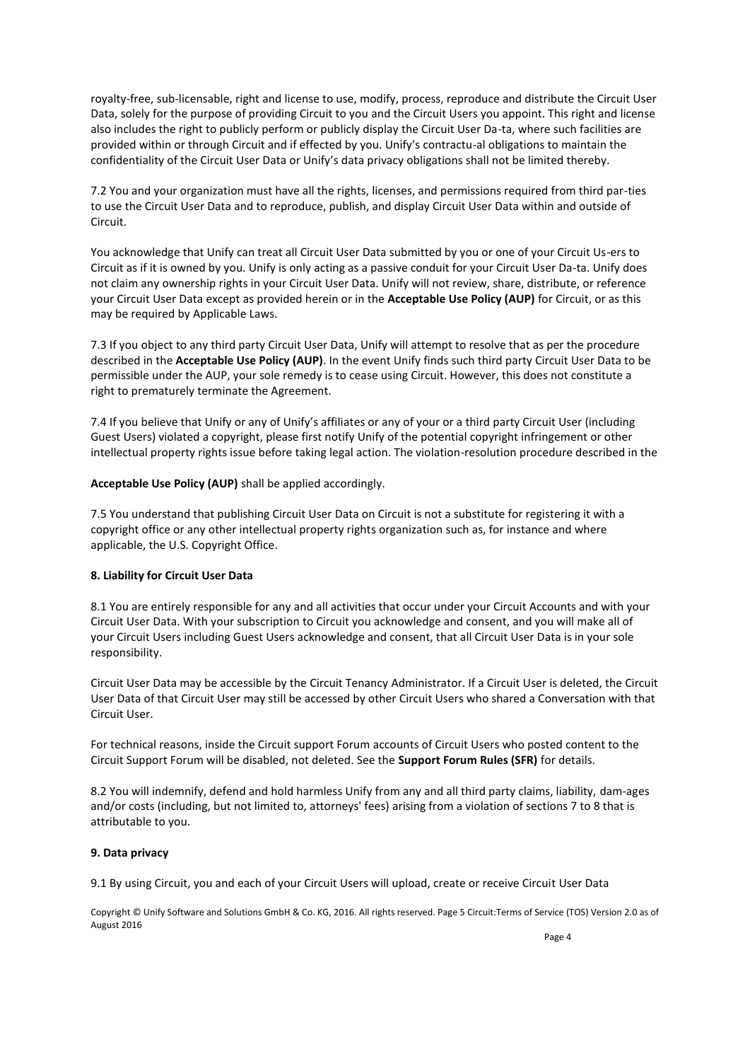royalty-free, sub-licensable, right and license to use, modify, process, reproduce and distribute the Circuit User Data, solely for the purpose of providing Circuit to you and the Circuit Users you appoint. This right and license also includes the right to publicly perform or publicly display the Circuit User Da-ta, where such facilities are provided within or through Circuit and if effected by you. Unify's contractu-al obligations to maintain the confidentiality of the Circuit User Data or Unify's data privacy obligations shall not be limited thereby.

7.2 You and your organization must have all the rights, licenses, and permissions required from third par-ties to use the Circuit User Data and to reproduce, publish, and display Circuit User Data within and outside of Circuit.

You acknowledge that Unify can treat all Circuit User Data submitted by you or one of your Circuit Us-ers to Circuit as if it is owned by you. Unify is only acting as a passive conduit for your Circuit User Da-ta. Unify does not claim any ownership rights in your Circuit User Data. Unify will not review, share, distribute, or reference your Circuit User Data except as provided herein or in the **Acceptable Use Policy (AUP)** for Circuit, or as this may be required by Applicable Laws.

7.3 If you object to any third party Circuit User Data, Unify will attempt to resolve that as per the procedure described in the **Acceptable Use Policy (AUP)**. In the event Unify finds such third party Circuit User Data to be permissible under the AUP, your sole remedy is to cease using Circuit. However, this does not constitute a right to prematurely terminate the Agreement.

7.4 If you believe that Unify or any of Unify's affiliates or any of your or a third party Circuit User (including Guest Users) violated a copyright, please first notify Unify of the potential copyright infringement or other intellectual property rights issue before taking legal action. The violation-resolution procedure described in the

**Acceptable Use Policy (AUP)** shall be applied accordingly.

7.5 You understand that publishing Circuit User Data on Circuit is not a substitute for registering it with a copyright office or any other intellectual property rights organization such as, for instance and where applicable, the U.S. Copyright Office.

**8. Liability for Circuit User Data**

8.1 You are entirely responsible for any and all activities that occur under your Circuit Accounts and with your Circuit User Data. With your subscription to Circuit you acknowledge and consent, and you will make all of your Circuit Users including Guest Users acknowledge and consent, that all Circuit User Data is in your sole responsibility.

Circuit User Data may be accessible by the Circuit Tenancy Administrator. If a Circuit User is deleted, the Circuit User Data of that Circuit User may still be accessed by other Circuit Users who shared a Conversation with that Circuit User.

For technical reasons, inside the Circuit support Forum accounts of Circuit Users who posted content to the Circuit Support Forum will be disabled, not deleted. See the **Support Forum Rules (SFR)** for details.

8.2 You will indemnify, defend and hold harmless Unify from any and all third party claims, liability, dam-ages and/or costs (including, but not limited to, attorneys' fees) arising from a violation of sections 7 to 8 that is attributable to you.

**9. Data privacy**

9.1 By using Circuit, you and each of your Circuit Users will upload, create or receive Circuit User Data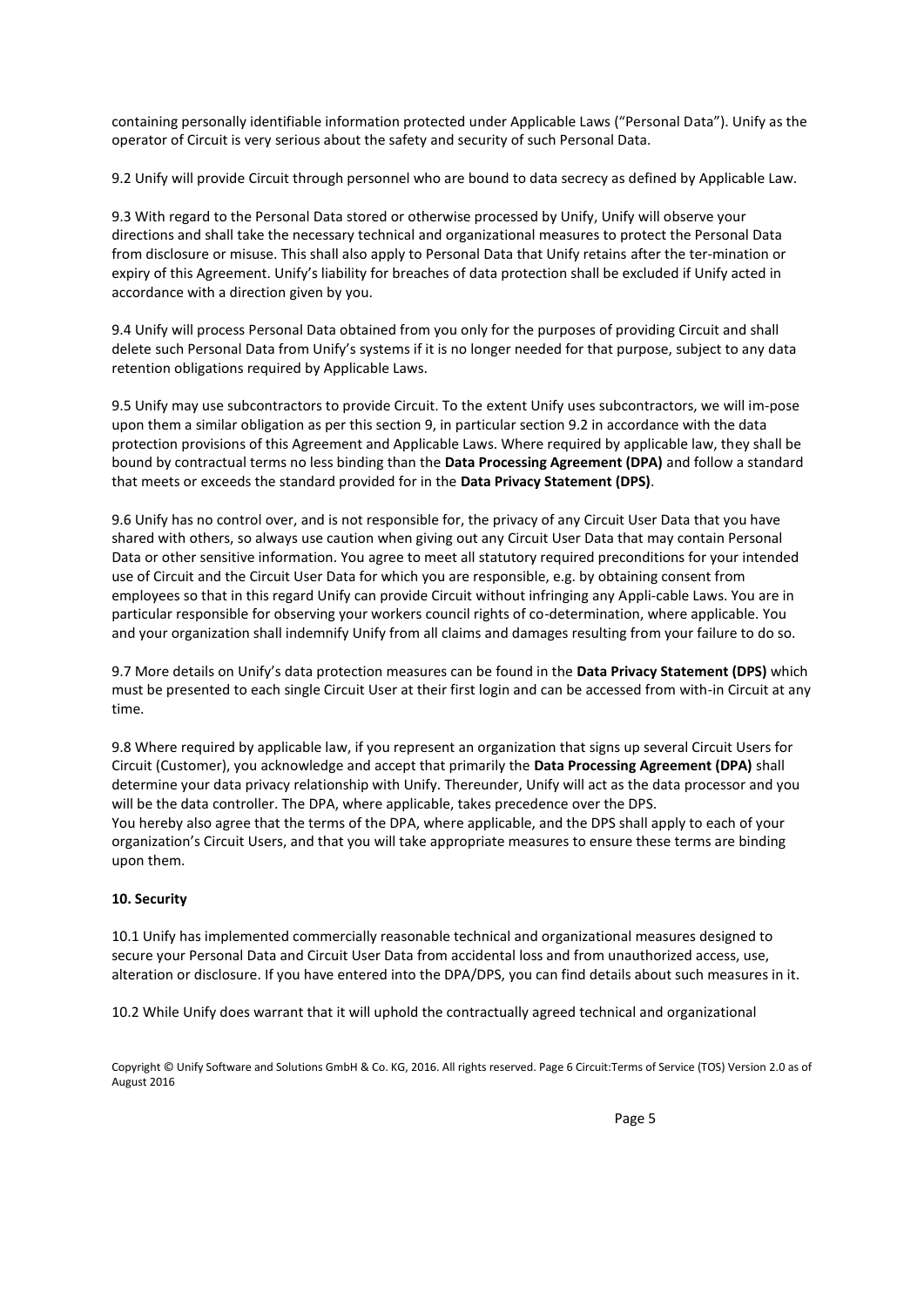containing personally identifiable information protected under Applicable Laws ("Personal Data"). Unify as the operator of Circuit is very serious about the safety and security of such Personal Data.

9.2 Unify will provide Circuit through personnel who are bound to data secrecy as defined by Applicable Law.

9.3 With regard to the Personal Data stored or otherwise processed by Unify, Unify will observe your directions and shall take the necessary technical and organizational measures to protect the Personal Data from disclosure or misuse. This shall also apply to Personal Data that Unify retains after the ter-mination or expiry of this Agreement. Unify's liability for breaches of data protection shall be excluded if Unify acted in accordance with a direction given by you.

9.4 Unify will process Personal Data obtained from you only for the purposes of providing Circuit and shall delete such Personal Data from Unify's systems if it is no longer needed for that purpose, subject to any data retention obligations required by Applicable Laws.

9.5 Unify may use subcontractors to provide Circuit. To the extent Unify uses subcontractors, we will im-pose upon them a similar obligation as per this section 9, in particular section 9.2 in accordance with the data protection provisions of this Agreement and Applicable Laws. Where required by applicable law, they shall be bound by contractual terms no less binding than the **Data Processing Agreement (DPA)** and follow a standard that meets or exceeds the standard provided for in the **Data Privacy Statement (DPS)**.

9.6 Unify has no control over, and is not responsible for, the privacy of any Circuit User Data that you have shared with others, so always use caution when giving out any Circuit User Data that may contain Personal Data or other sensitive information. You agree to meet all statutory required preconditions for your intended use of Circuit and the Circuit User Data for which you are responsible, e.g. by obtaining consent from employees so that in this regard Unify can provide Circuit without infringing any Appli-cable Laws. You are in particular responsible for observing your workers council rights of co-determination, where applicable. You and your organization shall indemnify Unify from all claims and damages resulting from your failure to do so.

9.7 More details on Unify's data protection measures can be found in the **Data Privacy Statement (DPS)** which must be presented to each single Circuit User at their first login and can be accessed from with-in Circuit at any time.

9.8 Where required by applicable law, if you represent an organization that signs up several Circuit Users for Circuit (Customer), you acknowledge and accept that primarily the **Data Processing Agreement (DPA)** shall determine your data privacy relationship with Unify. Thereunder, Unify will act as the data processor and you will be the data controller. The DPA, where applicable, takes precedence over the DPS.
You hereby also agree that the terms of the DPA, where applicable, and the DPS shall apply to each of your organization's Circuit Users, and that you will take appropriate measures to ensure these terms are binding upon them.

**10. Security**

10.1 Unify has implemented commercially reasonable technical and organizational measures designed to secure your Personal Data and Circuit User Data from accidental loss and from unauthorized access, use, alteration or disclosure. If you have entered into the DPA/DPS, you can find details about such measures in it.

10.2 While Unify does warrant that it will uphold the contractually agreed technical and organizational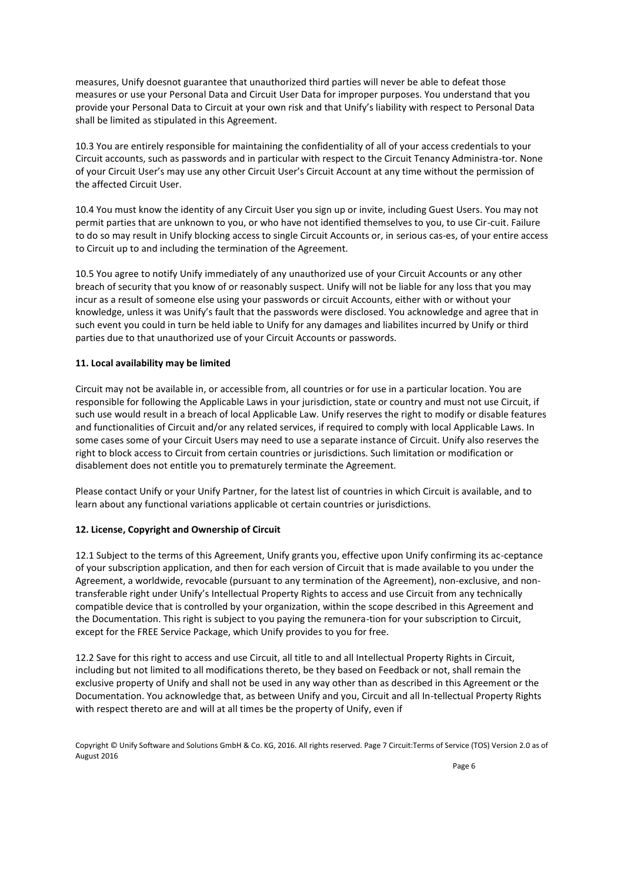measures, Unify doesnot guarantee that unauthorized third parties will never be able to defeat those measures or use your Personal Data and Circuit User Data for improper purposes. You understand that you provide your Personal Data to Circuit at your own risk and that Unify's liability with respect to Personal Data shall be limited as stipulated in this Agreement.

10.3 You are entirely responsible for maintaining the confidentiality of all of your access credentials to your Circuit accounts, such as passwords and in particular with respect to the Circuit Tenancy Administra-tor. None of your Circuit User's may use any other Circuit User's Circuit Account at any time without the permission of the affected Circuit User.

10.4 You must know the identity of any Circuit User you sign up or invite, including Guest Users. You may not permit parties that are unknown to you, or who have not identified themselves to you, to use Cir-cuit. Failure to do so may result in Unify blocking access to single Circuit Accounts or, in serious cas-es, of your entire access to Circuit up to and including the termination of the Agreement.

10.5 You agree to notify Unify immediately of any unauthorized use of your Circuit Accounts or any other breach of security that you know of or reasonably suspect. Unify will not be liable for any loss that you may incur as a result of someone else using your passwords or circuit Accounts, either with or without your knowledge, unless it was Unify's fault that the passwords were disclosed. You acknowledge and agree that in such event you could in turn be held iable to Unify for any damages and liabilites incurred by Unify or third parties due to that unauthorized use of your Circuit Accounts or passwords.

**11. Local availability may be limited**

Circuit may not be available in, or accessible from, all countries or for use in a particular location. You are responsible for following the Applicable Laws in your jurisdiction, state or country and must not use Circuit, if such use would result in a breach of local Applicable Law. Unify reserves the right to modify or disable features and functionalities of Circuit and/or any related services, if required to comply with local Applicable Laws. In some cases some of your Circuit Users may need to use a separate instance of Circuit. Unify also reserves the right to block access to Circuit from certain countries or jurisdictions. Such limitation or modification or disablement does not entitle you to prematurely terminate the Agreement.

Please contact Unify or your Unify Partner, for the latest list of countries in which Circuit is available, and to learn about any functional variations applicable ot certain countries or jurisdictions.

**12. License, Copyright and Ownership of Circuit**

12.1 Subject to the terms of this Agreement, Unify grants you, effective upon Unify confirming its ac-ceptance of your subscription application, and then for each version of Circuit that is made available to you under the Agreement, a worldwide, revocable (pursuant to any termination of the Agreement), non-exclusive, and non-transferable right under Unify's Intellectual Property Rights to access and use Circuit from any technically compatible device that is controlled by your organization, within the scope described in this Agreement and the Documentation. This right is subject to you paying the remunera-tion for your subscription to Circuit, except for the FREE Service Package, which Unify provides to you for free.

12.2 Save for this right to access and use Circuit, all title to and all Intellectual Property Rights in Circuit, including but not limited to all modifications thereto, be they based on Feedback or not, shall remain the exclusive property of Unify and shall not be used in any way other than as described in this Agreement or the Documentation. You acknowledge that, as between Unify and you, Circuit and all In-tellectual Property Rights with respect thereto are and will at all times be the property of Unify, even if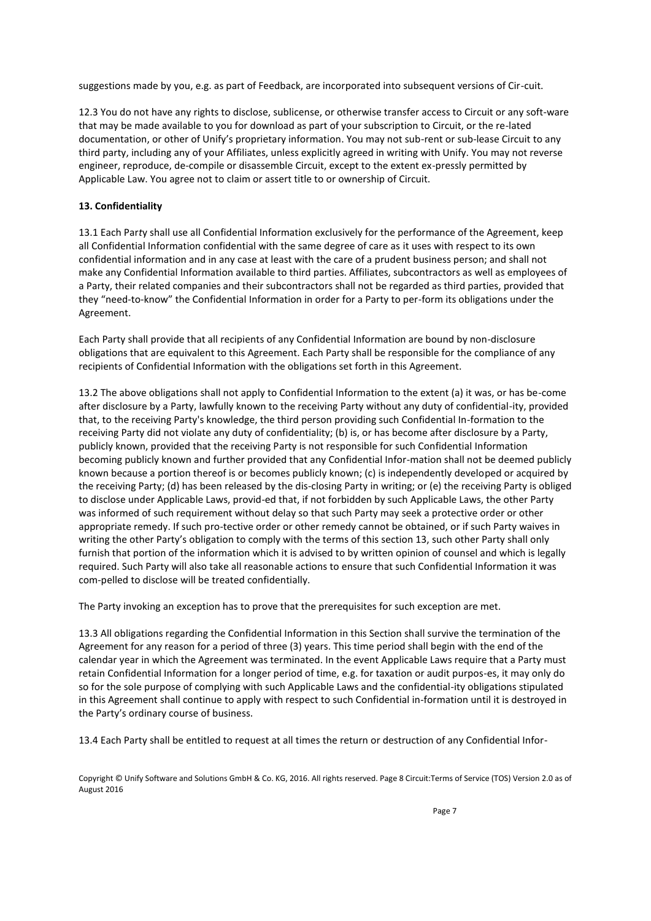suggestions made by you, e.g. as part of Feedback, are incorporated into subsequent versions of Cir-cuit.

12.3 You do not have any rights to disclose, sublicense, or otherwise transfer access to Circuit or any soft-ware that may be made available to you for download as part of your subscription to Circuit, or the re-lated documentation, or other of Unify's proprietary information. You may not sub-rent or sub-lease Circuit to any third party, including any of your Affiliates, unless explicitly agreed in writing with Unify. You may not reverse engineer, reproduce, de-compile or disassemble Circuit, except to the extent ex-pressly permitted by Applicable Law. You agree not to claim or assert title to or ownership of Circuit.

**13. Confidentiality**

13.1 Each Party shall use all Confidential Information exclusively for the performance of the Agreement, keep all Confidential Information confidential with the same degree of care as it uses with respect to its own confidential information and in any case at least with the care of a prudent business person; and shall not make any Confidential Information available to third parties. Affiliates, subcontractors as well as employees of a Party, their related companies and their subcontractors shall not be regarded as third parties, provided that they "need-to-know" the Confidential Information in order for a Party to per-form its obligations under the Agreement.

Each Party shall provide that all recipients of any Confidential Information are bound by non-disclosure obligations that are equivalent to this Agreement. Each Party shall be responsible for the compliance of any recipients of Confidential Information with the obligations set forth in this Agreement.

13.2 The above obligations shall not apply to Confidential Information to the extent (a) it was, or has be-come after disclosure by a Party, lawfully known to the receiving Party without any duty of confidential-ity, provided that, to the receiving Party's knowledge, the third person providing such Confidential In-formation to the receiving Party did not violate any duty of confidentiality; (b) is, or has become after disclosure by a Party, publicly known, provided that the receiving Party is not responsible for such Confidential Information becoming publicly known and further provided that any Confidential Infor-mation shall not be deemed publicly known because a portion thereof is or becomes publicly known; (c) is independently developed or acquired by the receiving Party; (d) has been released by the dis-closing Party in writing; or (e) the receiving Party is obliged to disclose under Applicable Laws, provid-ed that, if not forbidden by such Applicable Laws, the other Party was informed of such requirement without delay so that such Party may seek a protective order or other appropriate remedy. If such pro-tective order or other remedy cannot be obtained, or if such Party waives in writing the other Party's obligation to comply with the terms of this section 13, such other Party shall only furnish that portion of the information which it is advised to by written opinion of counsel and which is legally required. Such Party will also take all reasonable actions to ensure that such Confidential Information it was com-pelled to disclose will be treated confidentially.

The Party invoking an exception has to prove that the prerequisites for such exception are met.

13.3 All obligations regarding the Confidential Information in this Section shall survive the termination of the Agreement for any reason for a period of three (3) years. This time period shall begin with the end of the calendar year in which the Agreement was terminated. In the event Applicable Laws require that a Party must retain Confidential Information for a longer period of time, e.g. for taxation or audit purpos-es, it may only do so for the sole purpose of complying with such Applicable Laws and the confidential-ity obligations stipulated in this Agreement shall continue to apply with respect to such Confidential in-formation until it is destroyed in the Party's ordinary course of business.

13.4 Each Party shall be entitled to request at all times the return or destruction of any Confidential Infor-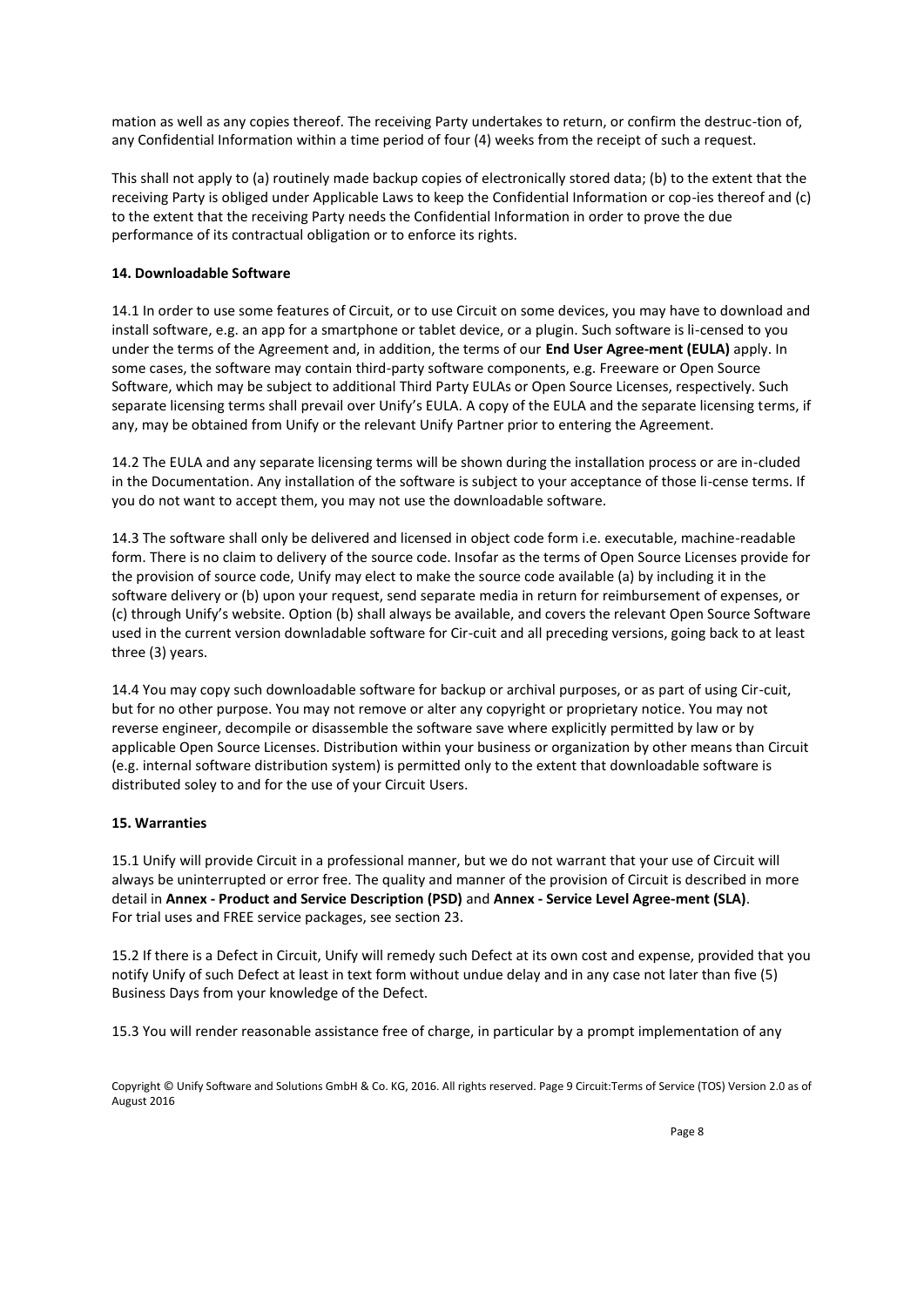mation as well as any copies thereof. The receiving Party undertakes to return, or confirm the destruc-tion of, any Confidential Information within a time period of four (4) weeks from the receipt of such a request.

This shall not apply to (a) routinely made backup copies of electronically stored data; (b) to the extent that the receiving Party is obliged under Applicable Laws to keep the Confidential Information or cop-ies thereof and (c) to the extent that the receiving Party needs the Confidential Information in order to prove the due performance of its contractual obligation or to enforce its rights.

**14. Downloadable Software**

14.1 In order to use some features of Circuit, or to use Circuit on some devices, you may have to download and install software, e.g. an app for a smartphone or tablet device, or a plugin. Such software is li-censed to you under the terms of the Agreement and, in addition, the terms of our **End User Agree-ment (EULA)** apply. In some cases, the software may contain third-party software components, e.g. Freeware or Open Source Software, which may be subject to additional Third Party EULAs or Open Source Licenses, respectively. Such separate licensing terms shall prevail over Unify's EULA. A copy of the EULA and the separate licensing terms, if any, may be obtained from Unify or the relevant Unify Partner prior to entering the Agreement.

14.2 The EULA and any separate licensing terms will be shown during the installation process or are in-cluded in the Documentation. Any installation of the software is subject to your acceptance of those li-cense terms. If you do not want to accept them, you may not use the downloadable software.

14.3 The software shall only be delivered and licensed in object code form i.e. executable, machine-readable form. There is no claim to delivery of the source code. Insofar as the terms of Open Source Licenses provide for the provision of source code, Unify may elect to make the source code available (a) by including it in the software delivery or (b) upon your request, send separate media in return for reimbursement of expenses, or (c) through Unify's website. Option (b) shall always be available, and covers the relevant Open Source Software used in the current version downladable software for Cir-cuit and all preceding versions, going back to at least three (3) years.

14.4 You may copy such downloadable software for backup or archival purposes, or as part of using Cir-cuit, but for no other purpose. You may not remove or alter any copyright or proprietary notice. You may not reverse engineer, decompile or disassemble the software save where explicitly permitted by law or by applicable Open Source Licenses. Distribution within your business or organization by other means than Circuit (e.g. internal software distribution system) is permitted only to the extent that downloadable software is distributed soley to and for the use of your Circuit Users.

**15. Warranties**

15.1 Unify will provide Circuit in a professional manner, but we do not warrant that your use of Circuit will always be uninterrupted or error free. The quality and manner of the provision of Circuit is described in more detail in **Annex - Product and Service Description (PSD)** and **Annex - Service Level Agree-ment (SLA)**.
For trial uses and FREE service packages, see section 23.

15.2 If there is a Defect in Circuit, Unify will remedy such Defect at its own cost and expense, provided that you notify Unify of such Defect at least in text form without undue delay and in any case not later than five (5) Business Days from your knowledge of the Defect.

15.3 You will render reasonable assistance free of charge, in particular by a prompt implementation of any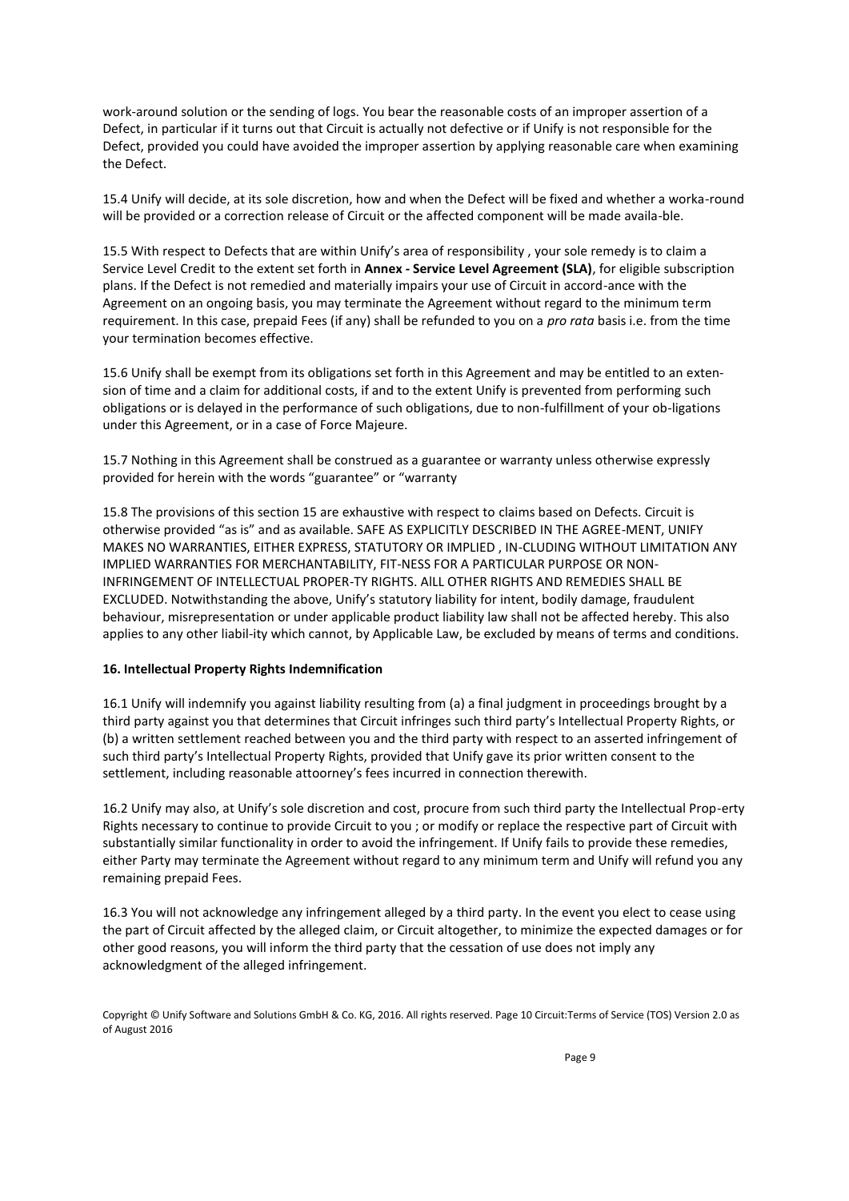work-around solution or the sending of logs. You bear the reasonable costs of an improper assertion of a Defect, in particular if it turns out that Circuit is actually not defective or if Unify is not responsible for the Defect, provided you could have avoided the improper assertion by applying reasonable care when examining the Defect.

15.4 Unify will decide, at its sole discretion, how and when the Defect will be fixed and whether a worka-round will be provided or a correction release of Circuit or the affected component will be made availa-ble.

15.5 With respect to Defects that are within Unify's area of responsibility , your sole remedy is to claim a Service Level Credit to the extent set forth in **Annex - Service Level Agreement (SLA)**, for eligible subscription plans. If the Defect is not remedied and materially impairs your use of Circuit in accord-ance with the Agreement on an ongoing basis, you may terminate the Agreement without regard to the minimum term requirement. In this case, prepaid Fees (if any) shall be refunded to you on a *pro rata* basis i.e. from the time your termination becomes effective.

15.6 Unify shall be exempt from its obligations set forth in this Agreement and may be entitled to an exten-sion of time and a claim for additional costs, if and to the extent Unify is prevented from performing such obligations or is delayed in the performance of such obligations, due to non-fulfillment of your ob-ligations under this Agreement, or in a case of Force Majeure.

15.7 Nothing in this Agreement shall be construed as a guarantee or warranty unless otherwise expressly provided for herein with the words "guarantee" or "warranty

15.8 The provisions of this section 15 are exhaustive with respect to claims based on Defects. Circuit is otherwise provided "as is" and as available. SAFE AS EXPLICITLY DESCRIBED IN THE AGREE-MENT, UNIFY MAKES NO WARRANTIES, EITHER EXPRESS, STATUTORY OR IMPLIED , IN-CLUDING WITHOUT LIMITATION ANY IMPLIED WARRANTIES FOR MERCHANTABILITY, FIT-NESS FOR A PARTICULAR PURPOSE OR NON-INFRINGEMENT OF INTELLECTUAL PROPER-TY RIGHTS. AlLL OTHER RIGHTS AND REMEDIES SHALL BE EXCLUDED. Notwithstanding the above, Unify's statutory liability for intent, bodily damage, fraudulent behaviour, misrepresentation or under applicable product liability law shall not be affected hereby. This also applies to any other liabil-ity which cannot, by Applicable Law, be excluded by means of terms and conditions.

**16. Intellectual Property Rights Indemnification**

16.1 Unify will indemnify you against liability resulting from (a) a final judgment in proceedings brought by a third party against you that determines that Circuit infringes such third party's Intellectual Property Rights, or (b) a written settlement reached between you and the third party with respect to an asserted infringement of such third party's Intellectual Property Rights, provided that Unify gave its prior written consent to the settlement, including reasonable attoorney's fees incurred in connection therewith.

16.2 Unify may also, at Unify's sole discretion and cost, procure from such third party the Intellectual Prop-erty Rights necessary to continue to provide Circuit to you ; or modify or replace the respective part of Circuit with substantially similar functionality in order to avoid the infringement. If Unify fails to provide these remedies, either Party may terminate the Agreement without regard to any minimum term and Unify will refund you any remaining prepaid Fees.

16.3 You will not acknowledge any infringement alleged by a third party. In the event you elect to cease using the part of Circuit affected by the alleged claim, or Circuit altogether, to minimize the expected damages or for other good reasons, you will inform the third party that the cessation of use does not imply any acknowledgment of the alleged infringement.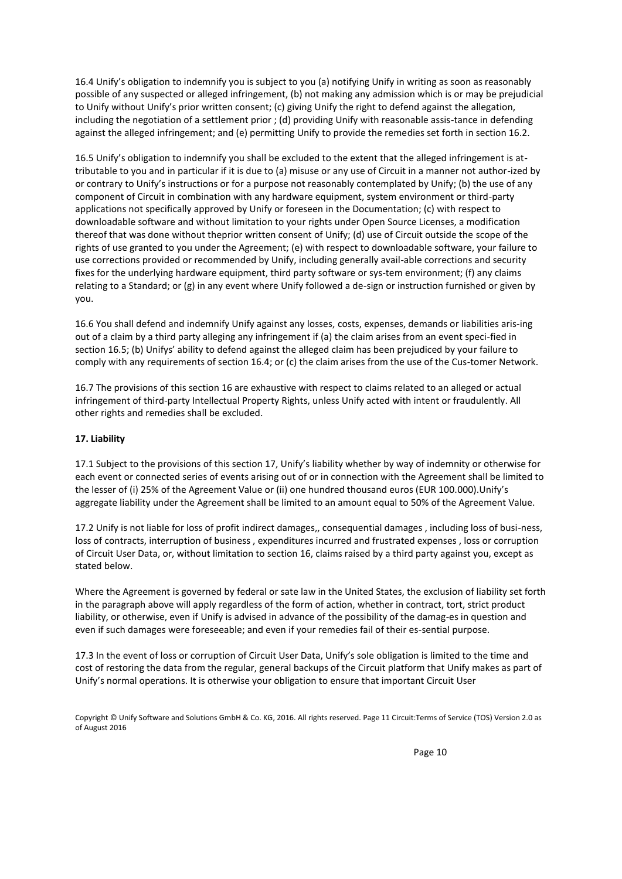16.4 Unify's obligation to indemnify you is subject to you (a) notifying Unify in writing as soon as reasonably possible of any suspected or alleged infringement, (b) not making any admission which is or may be prejudicial to Unify without Unify's prior written consent; (c) giving Unify the right to defend against the allegation, including the negotiation of a settlement prior ; (d) providing Unify with reasonable assis-tance in defending against the alleged infringement; and (e) permitting Unify to provide the remedies set forth in section 16.2.

16.5 Unify's obligation to indemnify you shall be excluded to the extent that the alleged infringement is at-tributable to you and in particular if it is due to (a) misuse or any use of Circuit in a manner not author-ized by or contrary to Unify's instructions or for a purpose not reasonably contemplated by Unify; (b) the use of any component of Circuit in combination with any hardware equipment, system environment or third-party applications not specifically approved by Unify or foreseen in the Documentation; (c) with respect to downloadable software and without limitation to your rights under Open Source Licenses, a modification thereof that was done without theprior written consent of Unify; (d) use of Circuit outside the scope of the rights of use granted to you under the Agreement; (e) with respect to downloadable software, your failure to use corrections provided or recommended by Unify, including generally avail-able corrections and security fixes for the underlying hardware equipment, third party software or sys-tem environment; (f) any claims relating to a Standard; or (g) in any event where Unify followed a de-sign or instruction furnished or given by you.

16.6 You shall defend and indemnify Unify against any losses, costs, expenses, demands or liabilities aris-ing out of a claim by a third party alleging any infringement if (a) the claim arises from an event speci-fied in section 16.5; (b) Unifys' ability to defend against the alleged claim has been prejudiced by your failure to comply with any requirements of section 16.4; or (c) the claim arises from the use of the Cus-tomer Network.

16.7 The provisions of this section 16 are exhaustive with respect to claims related to an alleged or actual infringement of third-party Intellectual Property Rights, unless Unify acted with intent or fraudulently. All other rights and remedies shall be excluded.

**17. Liability**

17.1 Subject to the provisions of this section 17, Unify's liability whether by way of indemnity or otherwise for each event or connected series of events arising out of or in connection with the Agreement shall be limited to the lesser of (i) 25% of the Agreement Value or (ii) one hundred thousand euros (EUR 100.000).Unify's aggregate liability under the Agreement shall be limited to an amount equal to 50% of the Agreement Value.

17.2 Unify is not liable for loss of profit indirect damages,, consequential damages , including loss of busi-ness, loss of contracts, interruption of business , expenditures incurred and frustrated expenses , loss or corruption of Circuit User Data, or, without limitation to section 16, claims raised by a third party against you, except as stated below.

Where the Agreement is governed by federal or sate law in the United States, the exclusion of liability set forth in the paragraph above will apply regardless of the form of action, whether in contract, tort, strict product liability, or otherwise, even if Unify is advised in advance of the possibility of the damag-es in question and even if such damages were foreseeable; and even if your remedies fail of their es-sential purpose.

17.3 In the event of loss or corruption of Circuit User Data, Unify's sole obligation is limited to the time and cost of restoring the data from the regular, general backups of the Circuit platform that Unify makes as part of Unify's normal operations. It is otherwise your obligation to ensure that important Circuit User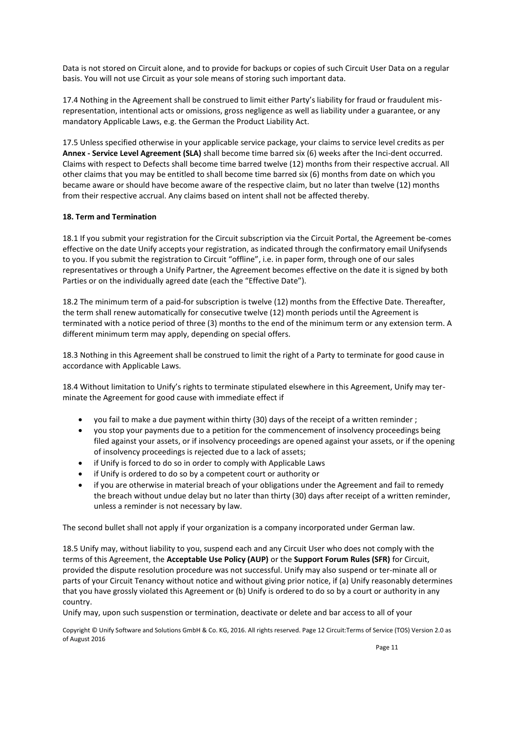Data is not stored on Circuit alone, and to provide for backups or copies of such Circuit User Data on a regular basis. You will not use Circuit as your sole means of storing such important data.

17.4 Nothing in the Agreement shall be construed to limit either Party's liability for fraud or fraudulent mis-representation, intentional acts or omissions, gross negligence as well as liability under a guarantee, or any mandatory Applicable Laws, e.g. the German the Product Liability Act.

17.5 Unless specified otherwise in your applicable service package, your claims to service level credits as per **Annex - Service Level Agreement (SLA)** shall become time barred six (6) weeks after the Inci-dent occurred. Claims with respect to Defects shall become time barred twelve (12) months from their respective accrual. All other claims that you may be entitled to shall become time barred six (6) months from date on which you became aware or should have become aware of the respective claim, but no later than twelve (12) months from their respective accrual. Any claims based on intent shall not be affected thereby.

**18. Term and Termination**

18.1 If you submit your registration for the Circuit subscription via the Circuit Portal, the Agreement be-comes effective on the date Unify accepts your registration, as indicated through the confirmatory email Unifysends to you. If you submit the registration to Circuit "offline", i.e. in paper form, through one of our sales representatives or through a Unify Partner, the Agreement becomes effective on the date it is signed by both Parties or on the individually agreed date (each the "Effective Date").

18.2 The minimum term of a paid-for subscription is twelve (12) months from the Effective Date. Thereafter, the term shall renew automatically for consecutive twelve (12) month periods until the Agreement is terminated with a notice period of three (3) months to the end of the minimum term or any extension term. A different minimum term may apply, depending on special offers.

18.3 Nothing in this Agreement shall be construed to limit the right of a Party to terminate for good cause in accordance with Applicable Laws.

18.4 Without limitation to Unify's rights to terminate stipulated elsewhere in this Agreement, Unify may ter-minate the Agreement for good cause with immediate effect if

- you fail to make a due payment within thirty (30) days of the receipt of a written reminder ;
- you stop your payments due to a petition for the commencement of insolvency proceedings being filed against your assets, or if insolvency proceedings are opened against your assets, or if the opening of insolvency proceedings is rejected due to a lack of assets;
- if Unify is forced to do so in order to comply with Applicable Laws
- if Unify is ordered to do so by a competent court or authority or
- if you are otherwise in material breach of your obligations under the Agreement and fail to remedy the breach without undue delay but no later than thirty (30) days after receipt of a written reminder, unless a reminder is not necessary by law.

The second bullet shall not apply if your organization is a company incorporated under German law.

18.5 Unify may, without liability to you, suspend each and any Circuit User who does not comply with the terms of this Agreement, the **Acceptable Use Policy (AUP)** or the **Support Forum Rules (SFR)** for Circuit, provided the dispute resolution procedure was not successful. Unify may also suspend or ter-minate all or parts of your Circuit Tenancy without notice and without giving prior notice, if (a) Unify reasonably determines that you have grossly violated this Agreement or (b) Unify is ordered to do so by a court or authority in any country.

Unify may, upon such suspenstion or termination, deactivate or delete and bar access to all of your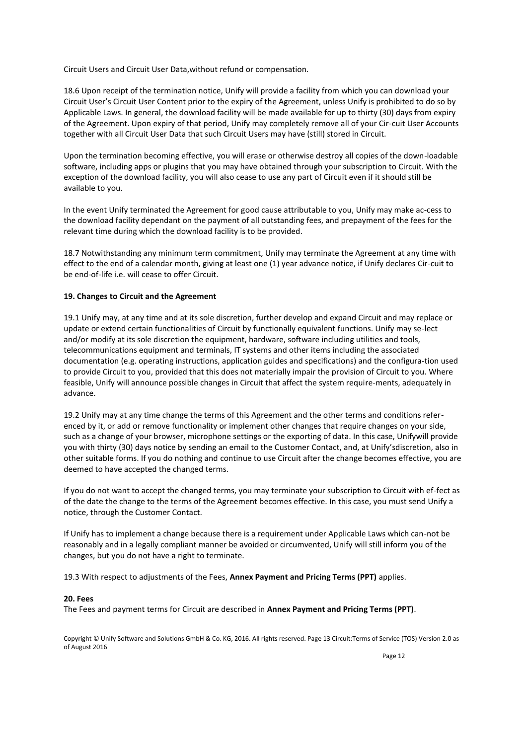Circuit Users and Circuit User Data,without refund or compensation.

18.6 Upon receipt of the termination notice, Unify will provide a facility from which you can download your Circuit User's Circuit User Content prior to the expiry of the Agreement, unless Unify is prohibited to do so by Applicable Laws. In general, the download facility will be made available for up to thirty (30) days from expiry of the Agreement. Upon expiry of that period, Unify may completely remove all of your Cir-cuit User Accounts together with all Circuit User Data that such Circuit Users may have (still) stored in Circuit.

Upon the termination becoming effective, you will erase or otherwise destroy all copies of the down-loadable software, including apps or plugins that you may have obtained through your subscription to Circuit. With the exception of the download facility, you will also cease to use any part of Circuit even if it should still be available to you.

In the event Unify terminated the Agreement for good cause attributable to you, Unify may make ac-cess to the download facility dependant on the payment of all outstanding fees, and prepayment of the fees for the relevant time during which the download facility is to be provided.

18.7 Notwithstanding any minimum term commitment, Unify may terminate the Agreement at any time with effect to the end of a calendar month, giving at least one (1) year advance notice, if Unify declares Cir-cuit to be end-of-life i.e. will cease to offer Circuit.

**19. Changes to Circuit and the Agreement**

19.1 Unify may, at any time and at its sole discretion, further develop and expand Circuit and may replace or update or extend certain functionalities of Circuit by functionally equivalent functions. Unify may se-lect and/or modify at its sole discretion the equipment, hardware, software including utilities and tools, telecommunications equipment and terminals, IT systems and other items including the associated documentation (e.g. operating instructions, application guides and specifications) and the configura-tion used to provide Circuit to you, provided that this does not materially impair the provision of Circuit to you. Where feasible, Unify will announce possible changes in Circuit that affect the system require-ments, adequately in advance.

19.2 Unify may at any time change the terms of this Agreement and the other terms and conditions refer-enced by it, or add or remove functionality or implement other changes that require changes on your side, such as a change of your browser, microphone settings or the exporting of data. In this case, Unifywill provide you with thirty (30) days notice by sending an email to the Customer Contact, and, at Unify'sdiscretion, also in other suitable forms. If you do nothing and continue to use Circuit after the change becomes effective, you are deemed to have accepted the changed terms.

If you do not want to accept the changed terms, you may terminate your subscription to Circuit with ef-fect as of the date the change to the terms of the Agreement becomes effective. In this case, you must send Unify a notice, through the Customer Contact.

If Unify has to implement a change because there is a requirement under Applicable Laws which can-not be reasonably and in a legally compliant manner be avoided or circumvented, Unify will still inform you of the changes, but you do not have a right to terminate.

19.3 With respect to adjustments of the Fees, **Annex Payment and Pricing Terms (PPT)** applies.

**20. Fees**

The Fees and payment terms for Circuit are described in **Annex Payment and Pricing Terms (PPT)**.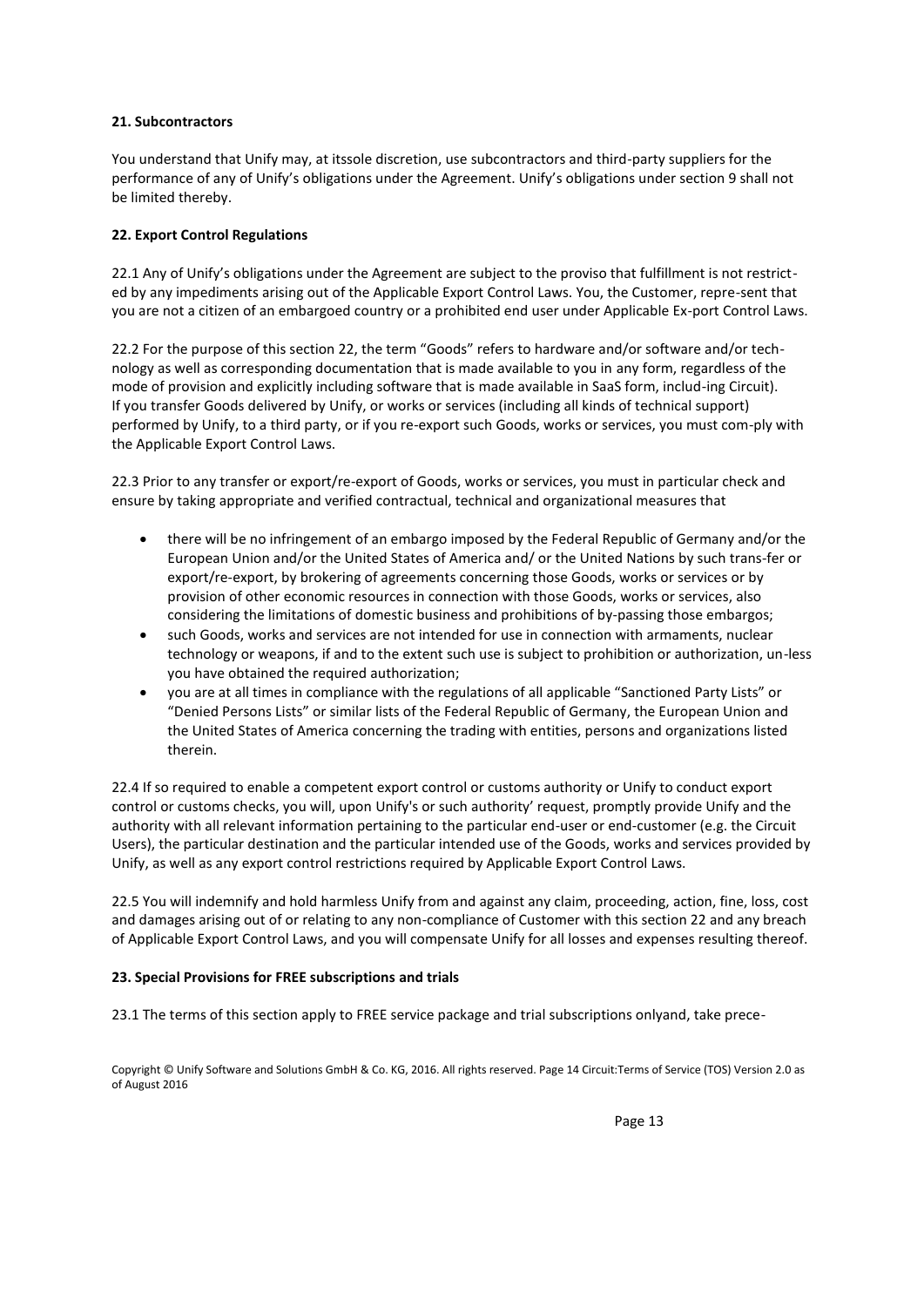**21. Subcontractors**

You understand that Unify may, at itssole discretion, use subcontractors and third-party suppliers for the performance of any of Unify's obligations under the Agreement. Unify's obligations under section 9 shall not be limited thereby.

**22. Export Control Regulations**

22.1 Any of Unify's obligations under the Agreement are subject to the proviso that fulfillment is not restrict-ed by any impediments arising out of the Applicable Export Control Laws. You, the Customer, repre-sent that you are not a citizen of an embargoed country or a prohibited end user under Applicable Ex-port Control Laws.

22.2 For the purpose of this section 22, the term "Goods" refers to hardware and/or software and/or tech-nology as well as corresponding documentation that is made available to you in any form, regardless of the mode of provision and explicitly including software that is made available in SaaS form, includ-ing Circuit). If you transfer Goods delivered by Unify, or works or services (including all kinds of technical support) performed by Unify, to a third party, or if you re-export such Goods, works or services, you must com-ply with the Applicable Export Control Laws.

22.3 Prior to any transfer or export/re-export of Goods, works or services, you must in particular check and ensure by taking appropriate and verified contractual, technical and organizational measures that

- there will be no infringement of an embargo imposed by the Federal Republic of Germany and/or the European Union and/or the United States of America and/ or the United Nations by such trans-fer or export/re-export, by brokering of agreements concerning those Goods, works or services or by provision of other economic resources in connection with those Goods, works or services, also considering the limitations of domestic business and prohibitions of by-passing those embargos;
- such Goods, works and services are not intended for use in connection with armaments, nuclear technology or weapons, if and to the extent such use is subject to prohibition or authorization, un-less you have obtained the required authorization;
- you are at all times in compliance with the regulations of all applicable "Sanctioned Party Lists" or "Denied Persons Lists" or similar lists of the Federal Republic of Germany, the European Union and the United States of America concerning the trading with entities, persons and organizations listed therein.

22.4 If so required to enable a competent export control or customs authority or Unify to conduct export control or customs checks, you will, upon Unify's or such authority' request, promptly provide Unify and the authority with all relevant information pertaining to the particular end-user or end-customer (e.g. the Circuit Users), the particular destination and the particular intended use of the Goods, works and services provided by Unify, as well as any export control restrictions required by Applicable Export Control Laws.

22.5 You will indemnify and hold harmless Unify from and against any claim, proceeding, action, fine, loss, cost and damages arising out of or relating to any non-compliance of Customer with this section 22 and any breach of Applicable Export Control Laws, and you will compensate Unify for all losses and expenses resulting thereof.

**23. Special Provisions for FREE subscriptions and trials**

23.1 The terms of this section apply to FREE service package and trial subscriptions onlyand, take prece-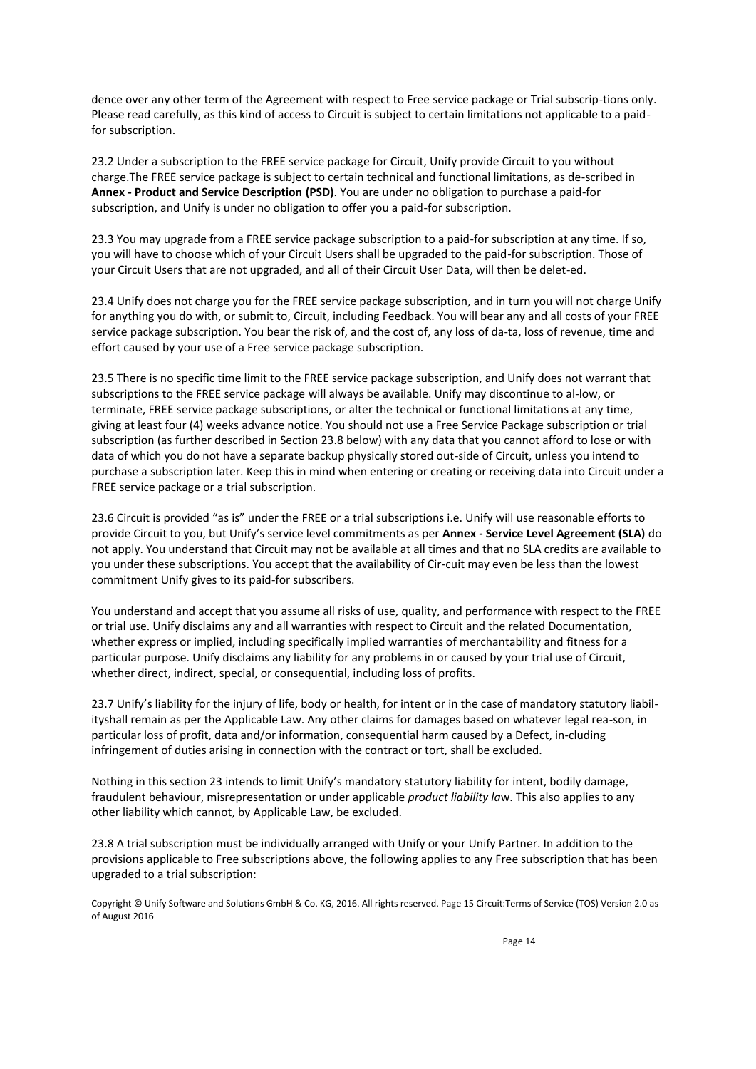dence over any other term of the Agreement with respect to Free service package or Trial subscrip-tions only. Please read carefully, as this kind of access to Circuit is subject to certain limitations not applicable to a paid-for subscription.

23.2 Under a subscription to the FREE service package for Circuit, Unify provide Circuit to you without charge.The FREE service package is subject to certain technical and functional limitations, as de-scribed in **Annex - Product and Service Description (PSD)**. You are under no obligation to purchase a paid-for subscription, and Unify is under no obligation to offer you a paid-for subscription.

23.3 You may upgrade from a FREE service package subscription to a paid-for subscription at any time. If so, you will have to choose which of your Circuit Users shall be upgraded to the paid-for subscription. Those of your Circuit Users that are not upgraded, and all of their Circuit User Data, will then be delet-ed.

23.4 Unify does not charge you for the FREE service package subscription, and in turn you will not charge Unify for anything you do with, or submit to, Circuit, including Feedback. You will bear any and all costs of your FREE service package subscription. You bear the risk of, and the cost of, any loss of da-ta, loss of revenue, time and effort caused by your use of a Free service package subscription.

23.5 There is no specific time limit to the FREE service package subscription, and Unify does not warrant that subscriptions to the FREE service package will always be available. Unify may discontinue to al-low, or terminate, FREE service package subscriptions, or alter the technical or functional limitations at any time, giving at least four (4) weeks advance notice. You should not use a Free Service Package subscription or trial subscription (as further described in Section 23.8 below) with any data that you cannot afford to lose or with data of which you do not have a separate backup physically stored out-side of Circuit, unless you intend to purchase a subscription later. Keep this in mind when entering or creating or receiving data into Circuit under a FREE service package or a trial subscription.

23.6 Circuit is provided "as is" under the FREE or a trial subscriptions i.e. Unify will use reasonable efforts to provide Circuit to you, but Unify's service level commitments as per **Annex - Service Level Agreement (SLA)** do not apply. You understand that Circuit may not be available at all times and that no SLA credits are available to you under these subscriptions. You accept that the availability of Cir-cuit may even be less than the lowest commitment Unify gives to its paid-for subscribers.

You understand and accept that you assume all risks of use, quality, and performance with respect to the FREE or trial use. Unify disclaims any and all warranties with respect to Circuit and the related Documentation, whether express or implied, including specifically implied warranties of merchantability and fitness for a particular purpose. Unify disclaims any liability for any problems in or caused by your trial use of Circuit, whether direct, indirect, special, or consequential, including loss of profits.

23.7 Unify's liability for the injury of life, body or health, for intent or in the case of mandatory statutory liabil-ityshall remain as per the Applicable Law. Any other claims for damages based on whatever legal rea-son, in particular loss of profit, data and/or information, consequential harm caused by a Defect, in-cluding infringement of duties arising in connection with the contract or tort, shall be excluded.

Nothing in this section 23 intends to limit Unify's mandatory statutory liability for intent, bodily damage, fraudulent behaviour, misrepresentation or under applicable *product liability la*w. This also applies to any other liability which cannot, by Applicable Law, be excluded.

23.8 A trial subscription must be individually arranged with Unify or your Unify Partner. In addition to the provisions applicable to Free subscriptions above, the following applies to any Free subscription that has been upgraded to a trial subscription: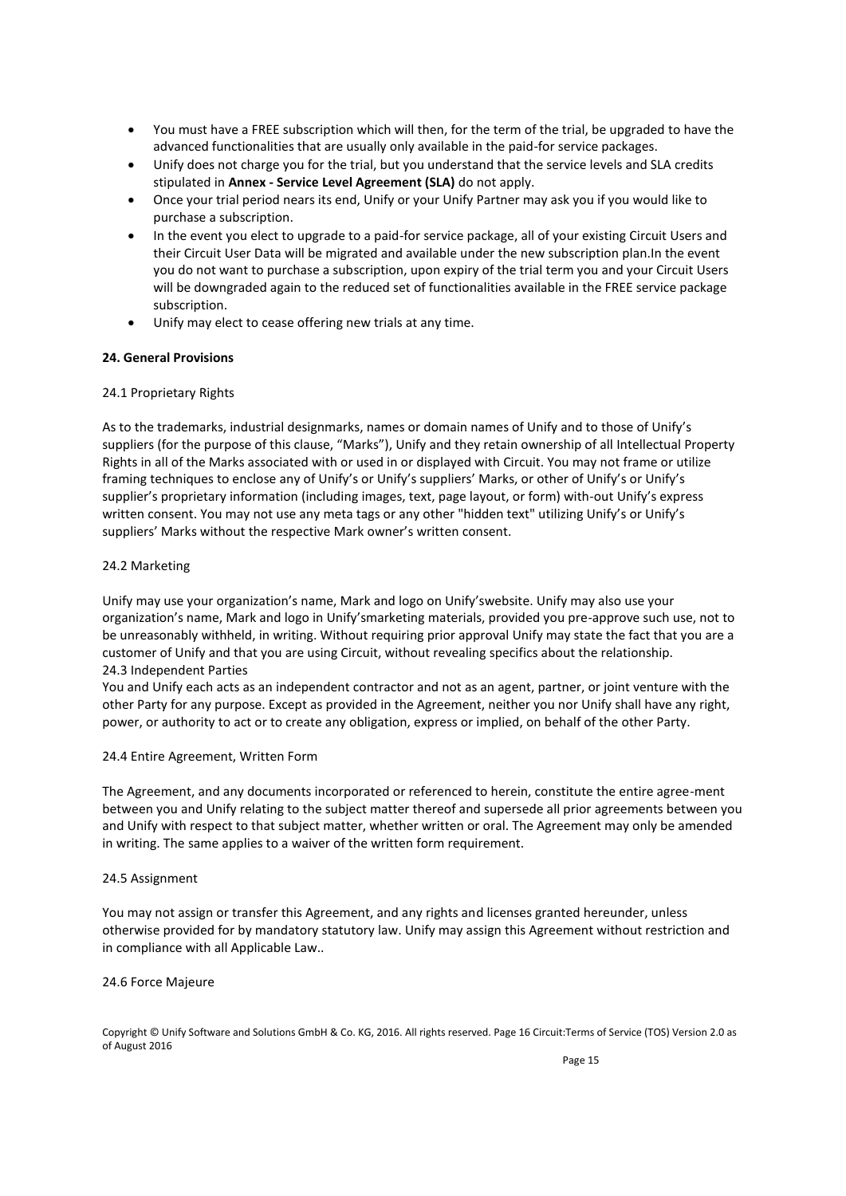- You must have a FREE subscription which will then, for the term of the trial, be upgraded to have the advanced functionalities that are usually only available in the paid-for service packages.
- Unify does not charge you for the trial, but you understand that the service levels and SLA credits stipulated in **Annex - Service Level Agreement (SLA)** do not apply.
- Once your trial period nears its end, Unify or your Unify Partner may ask you if you would like to purchase a subscription.
- In the event you elect to upgrade to a paid-for service package, all of your existing Circuit Users and their Circuit User Data will be migrated and available under the new subscription plan.In the event you do not want to purchase a subscription, upon expiry of the trial term you and your Circuit Users will be downgraded again to the reduced set of functionalities available in the FREE service package subscription.
- Unify may elect to cease offering new trials at any time.

**24. General Provisions**

24.1 Proprietary Rights

As to the trademarks, industrial designmarks, names or domain names of Unify and to those of Unify's suppliers (for the purpose of this clause, "Marks"), Unify and they retain ownership of all Intellectual Property Rights in all of the Marks associated with or used in or displayed with Circuit. You may not frame or utilize framing techniques to enclose any of Unify's or Unify's suppliers' Marks, or other of Unify's or Unify's supplier's proprietary information (including images, text, page layout, or form) with-out Unify's express written consent. You may not use any meta tags or any other "hidden text" utilizing Unify's or Unify's suppliers' Marks without the respective Mark owner's written consent.

24.2 Marketing

Unify may use your organization's name, Mark and logo on Unify'swebsite. Unify may also use your organization's name, Mark and logo in Unify'smarketing materials, provided you pre-approve such use, not to be unreasonably withheld, in writing. Without requiring prior approval Unify may state the fact that you are a customer of Unify and that you are using Circuit, without revealing specifics about the relationship.

24.3 Independent Parties

You and Unify each acts as an independent contractor and not as an agent, partner, or joint venture with the other Party for any purpose. Except as provided in the Agreement, neither you nor Unify shall have any right, power, or authority to act or to create any obligation, express or implied, on behalf of the other Party.

24.4 Entire Agreement, Written Form

The Agreement, and any documents incorporated or referenced to herein, constitute the entire agree-ment between you and Unify relating to the subject matter thereof and supersede all prior agreements between you and Unify with respect to that subject matter, whether written or oral. The Agreement may only be amended in writing. The same applies to a waiver of the written form requirement.

24.5 Assignment

You may not assign or transfer this Agreement, and any rights and licenses granted hereunder, unless otherwise provided for by mandatory statutory law. Unify may assign this Agreement without restriction and in compliance with all Applicable Law..

24.6 Force Majeure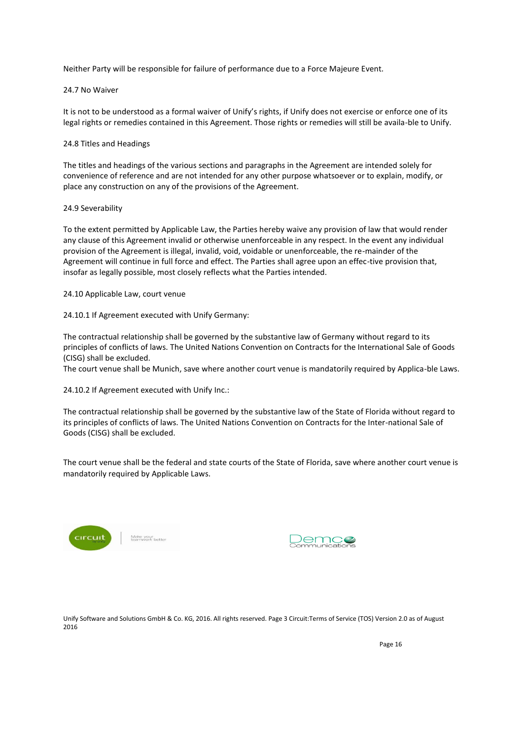Neither Party will be responsible for failure of performance due to a Force Majeure Event.

24.7 No Waiver

It is not to be understood as a formal waiver of Unify's rights, if Unify does not exercise or enforce one of its legal rights or remedies contained in this Agreement. Those rights or remedies will still be availa-ble to Unify.

24.8 Titles and Headings

The titles and headings of the various sections and paragraphs in the Agreement are intended solely for convenience of reference and are not intended for any other purpose whatsoever or to explain, modify, or place any construction on any of the provisions of the Agreement.

24.9 Severability

To the extent permitted by Applicable Law, the Parties hereby waive any provision of law that would render any clause of this Agreement invalid or otherwise unenforceable in any respect. In the event any individual provision of the Agreement is illegal, invalid, void, voidable or unenforceable, the re-mainder of the Agreement will continue in full force and effect. The Parties shall agree upon an effec-tive provision that, insofar as legally possible, most closely reflects what the Parties intended.

24.10 Applicable Law, court venue

24.10.1 If Agreement executed with Unify Germany:

The contractual relationship shall be governed by the substantive law of Germany without regard to its principles of conflicts of laws. The United Nations Convention on Contracts for the International Sale of Goods (CISG) shall be excluded.
The court venue shall be Munich, save where another court venue is mandatorily required by Applica-ble Laws.

24.10.2 If Agreement executed with Unify Inc.:

The contractual relationship shall be governed by the substantive law of the State of Florida without regard to its principles of conflicts of laws. The United Nations Convention on Contracts for the Inter-national Sale of Goods (CISG) shall be excluded.

The court venue shall be the federal and state courts of the State of Florida, save where another court venue is mandatorily required by Applicable Laws.